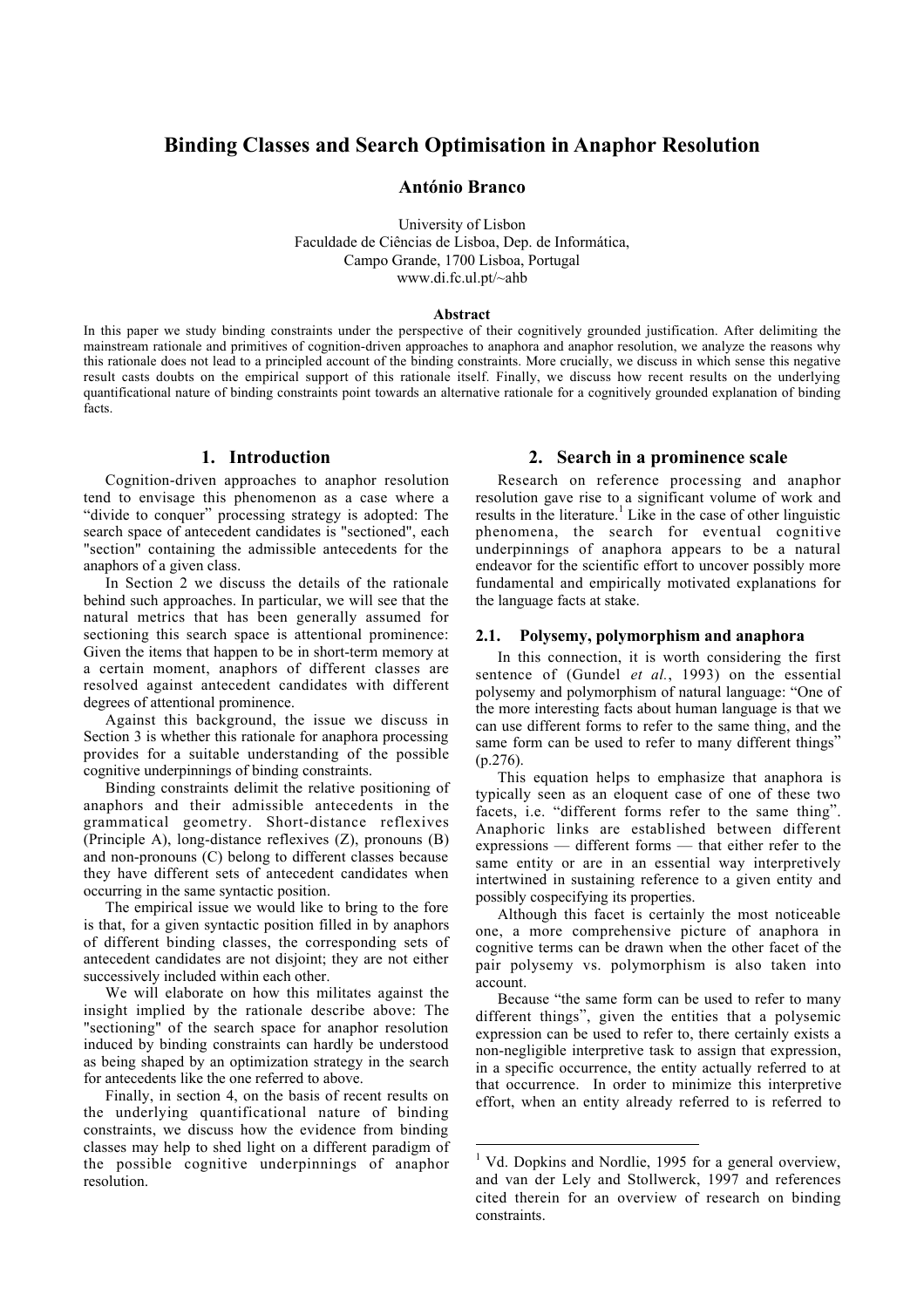# Binding Classes and Search Optimisation in Anaphor Resolution

**António Branco**

University of Lisbon
Faculdade de Ciências de Lisboa, Dep. de Informática,
Campo Grande, 1700 Lisboa, Portugal
www.di.fc.ul.pt/~ahb

**Abstract**

In this paper we study binding constraints under the perspective of their cognitively grounded justification. After delimiting the mainstream rationale and primitives of cognition-driven approaches to anaphora and anaphor resolution, we analyze the reasons why this rationale does not lead to a principled account of the binding constraints. More crucially, we discuss in which sense this negative result casts doubts on the empirical support of this rationale itself. Finally, we discuss how recent results on the underlying quantificational nature of binding constraints point towards an alternative rationale for a cognitively grounded explanation of binding facts.

## 1. Introduction

Cognition-driven approaches to anaphor resolution tend to envisage this phenomenon as a case where a "divide to conquer" processing strategy is adopted: The search space of antecedent candidates is "sectioned", each "section" containing the admissible antecedents for the anaphors of a given class.

In Section 2 we discuss the details of the rationale behind such approaches. In particular, we will see that the natural metrics that has been generally assumed for sectioning this search space is attentional prominence: Given the items that happen to be in short-term memory at a certain moment, anaphors of different classes are resolved against antecedent candidates with different degrees of attentional prominence.

Against this background, the issue we discuss in Section 3 is whether this rationale for anaphora processing provides for a suitable understanding of the possible cognitive underpinnings of binding constraints.

Binding constraints delimit the relative positioning of anaphors and their admissible antecedents in the grammatical geometry. Short-distance reflexives (Principle A), long-distance reflexives (Z), pronouns (B) and non-pronouns (C) belong to different classes because they have different sets of antecedent candidates when occurring in the same syntactic position.

The empirical issue we would like to bring to the fore is that, for a given syntactic position filled in by anaphors of different binding classes, the corresponding sets of antecedent candidates are not disjoint; they are not either successively included within each other.

We will elaborate on how this militates against the insight implied by the rationale describe above: The "sectioning" of the search space for anaphor resolution induced by binding constraints can hardly be understood as being shaped by an optimization strategy in the search for antecedents like the one referred to above.

Finally, in section 4, on the basis of recent results on the underlying quantificational nature of binding constraints, we discuss how the evidence from binding classes may help to shed light on a different paradigm of the possible cognitive underpinnings of anaphor resolution.

## 2. Search in a prominence scale

Research on reference processing and anaphor resolution gave rise to a significant volume of work and results in the literature.[1] Like in the case of other linguistic phenomena, the search for eventual cognitive underpinnings of anaphora appears to be a natural endeavor for the scientific effort to uncover possibly more fundamental and empirically motivated explanations for the language facts at stake.

### 2.1. Polysemy, polymorphism and anaphora

In this connection, it is worth considering the first sentence of (Gundel *et al.*, 1993) on the essential polysemy and polymorphism of natural language: "One of the more interesting facts about human language is that we can use different forms to refer to the same thing, and the same form can be used to refer to many different things" (p.276).

This equation helps to emphasize that anaphora is typically seen as an eloquent case of one of these two facets, i.e. "different forms refer to the same thing". Anaphoric links are established between different expressions — different forms — that either refer to the same entity or are in an essential way interpretively intertwined in sustaining reference to a given entity and possibly cospecifying its properties.

Although this facet is certainly the most noticeable one, a more comprehensive picture of anaphora in cognitive terms can be drawn when the other facet of the pair polysemy vs. polymorphism is also taken into account.

Because "the same form can be used to refer to many different things", given the entities that a polysemic expression can be used to refer to, there certainly exists a non-negligible interpretive task to assign that expression, in a specific occurrence, the entity actually referred to at that occurrence. In order to minimize this interpretive effort, when an entity already referred to is referred to

[1] Vd. Dopkins and Nordlie, 1995 for a general overview, and van der Lely and Stollwerck, 1997 and references cited therein for an overview of research on binding constraints.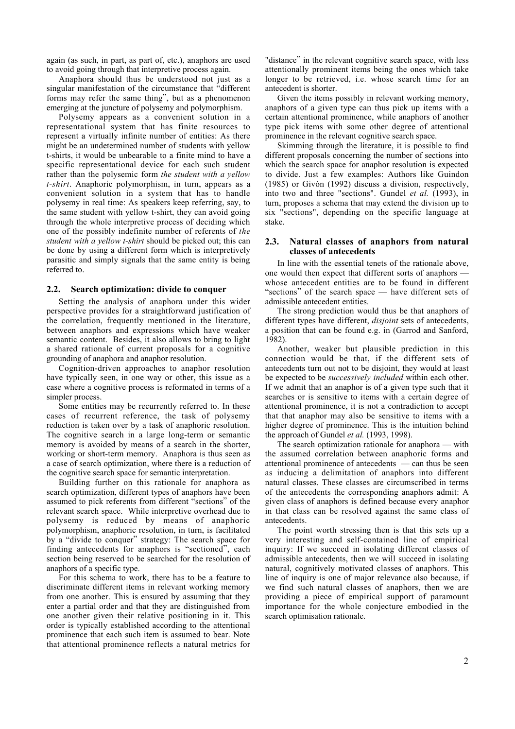again (as such, in part, as part of, etc.), anaphors are used to avoid going through that interpretive process again.

Anaphora should thus be understood not just as a singular manifestation of the circumstance that "different forms may refer the same thing", but as a phenomenon emerging at the juncture of polysemy and polymorphism.

Polysemy appears as a convenient solution in a representational system that has finite resources to represent a virtually infinite number of entities: As there might be an undetermined number of students with yellow t-shirts, it would be unbearable to a finite mind to have a specific representational device for each such student rather than the polysemic form *the student with a yellow t-shirt*. Anaphoric polymorphism, in turn, appears as a convenient solution in a system that has to handle polysemy in real time: As speakers keep referring, say, to the same student with yellow t-shirt, they can avoid going through the whole interpretive process of deciding which one of the possibly indefinite number of referents of *the student with a yellow t-shirt* should be picked out; this can be done by using a different form which is interpretively parasitic and simply signals that the same entity is being referred to.

## 2.2. Search optimization: divide to conquer

Setting the analysis of anaphora under this wider perspective provides for a straightforward justification of the correlation, frequently mentioned in the literature, between anaphors and expressions which have weaker semantic content. Besides, it also allows to bring to light a shared rationale of current proposals for a cognitive grounding of anaphora and anaphor resolution.

Cognition-driven approaches to anaphor resolution have typically seen, in one way or other, this issue as a case where a cognitive process is reformated in terms of a simpler process.

Some entities may be recurrently referred to. In these cases of recurrent reference, the task of polysemy reduction is taken over by a task of anaphoric resolution. The cognitive search in a large long-term or semantic memory is avoided by means of a search in the shorter, working or short-term memory. Anaphora is thus seen as a case of search optimization, where there is a reduction of the cognitive search space for semantic interpretation.

Building further on this rationale for anaphora as search optimization, different types of anaphors have been assumed to pick referents from different "sections" of the relevant search space. While interpretive overhead due to polysemy is reduced by means of anaphoric polymorphism, anaphoric resolution, in turn, is facilitated by a "divide to conquer" strategy: The search space for finding antecedents for anaphors is "sectioned", each section being reserved to be searched for the resolution of anaphors of a specific type.

For this schema to work, there has to be a feature to discriminate different items in relevant working memory from one another. This is ensured by assuming that they enter a partial order and that they are distinguished from one another given their relative positioning in it. This order is typically established according to the attentional prominence that each such item is assumed to bear. Note that attentional prominence reflects a natural metrics for "distance" in the relevant cognitive search space, with less attentionally prominent items being the ones which take longer to be retrieved, i.e. whose search time for an antecedent is shorter.

Given the items possibly in relevant working memory, anaphors of a given type can thus pick up items with a certain attentional prominence, while anaphors of another type pick items with some other degree of attentional prominence in the relevant cognitive search space.

Skimming through the literature, it is possible to find different proposals concerning the number of sections into which the search space for anaphor resolution is expected to divide. Just a few examples: Authors like Guindon (1985) or Givón (1992) discuss a division, respectively, into two and three "sections". Gundel *et al.* (1993), in turn, proposes a schema that may extend the division up to six "sections", depending on the specific language at stake.

## 2.3. Natural classes of anaphors from natural classes of antecedents

In line with the essential tenets of the rationale above, one would then expect that different sorts of anaphors — whose antecedent entities are to be found in different "sections" of the search space — have different sets of admissible antecedent entities.

The strong prediction would thus be that anaphors of different types have different, *disjoint* sets of antecedents, a position that can be found e.g. in (Garrod and Sanford, 1982).

Another, weaker but plausible prediction in this connection would be that, if the different sets of antecedents turn out not to be disjoint, they would at least be expected to be *successively included* within each other. If we admit that an anaphor is of a given type such that it searches or is sensitive to items with a certain degree of attentional prominence, it is not a contradiction to accept that that anaphor may also be sensitive to items with a higher degree of prominence. This is the intuition behind the approach of Gundel *et al.* (1993, 1998).

The search optimization rationale for anaphora — with the assumed correlation between anaphoric forms and attentional prominence of antecedents — can thus be seen as inducing a delimitation of anaphors into different natural classes. These classes are circumscribed in terms of the antecedents the corresponding anaphors admit: A given class of anaphors is defined because every anaphor in that class can be resolved against the same class of antecedents.

The point worth stressing then is that this sets up a very interesting and self-contained line of empirical inquiry: If we succeed in isolating different classes of admissible antecedents, then we will succeed in isolating natural, cognitively motivated classes of anaphors. This line of inquiry is one of major relevance also because, if we find such natural classes of anaphors, then we are providing a piece of empirical support of paramount importance for the whole conjecture embodied in the search optimisation rationale.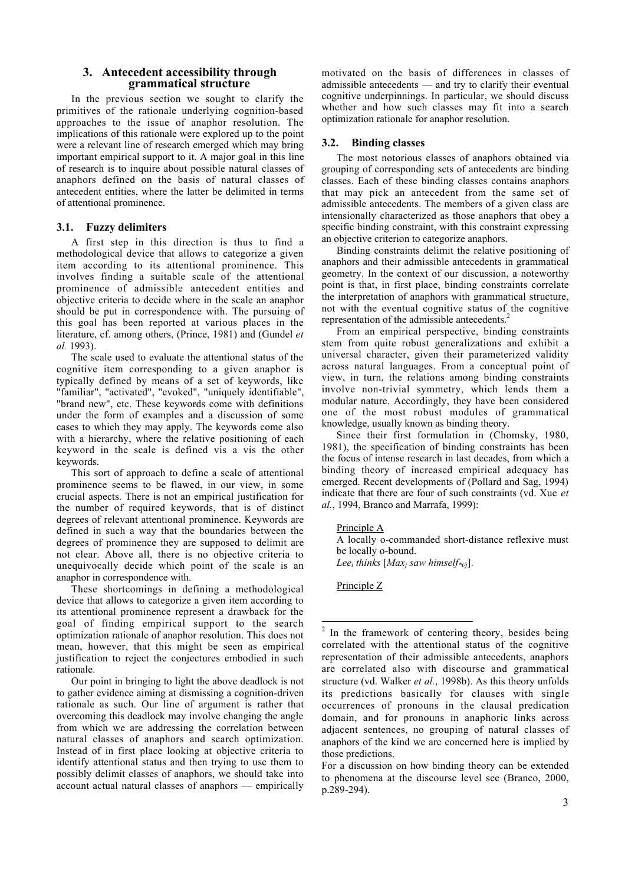## 3. Antecedent accessibility through grammatical structure

In the previous section we sought to clarify the primitives of the rationale underlying cognition-based approaches to the issue of anaphor resolution. The implications of this rationale were explored up to the point were a relevant line of research emerged which may bring important empirical support to it. A major goal in this line of research is to inquire about possible natural classes of anaphors defined on the basis of natural classes of antecedent entities, where the latter be delimited in terms of attentional prominence.

### 3.1. Fuzzy delimiters

A first step in this direction is thus to find a methodological device that allows to categorize a given item according to its attentional prominence. This involves finding a suitable scale of the attentional prominence of admissible antecedent entities and objective criteria to decide where in the scale an anaphor should be put in correspondence with. The pursuing of this goal has been reported at various places in the literature, cf. among others, (Prince, 1981) and (Gundel *et al.* 1993).

The scale used to evaluate the attentional status of the cognitive item corresponding to a given anaphor is typically defined by means of a set of keywords, like "familiar", "activated", "evoked", "uniquely identifiable", "brand new", etc. These keywords come with definitions under the form of examples and a discussion of some cases to which they may apply. The keywords come also with a hierarchy, where the relative positioning of each keyword in the scale is defined vis a vis the other keywords.

This sort of approach to define a scale of attentional prominence seems to be flawed, in our view, in some crucial aspects. There is not an empirical justification for the number of required keywords, that is of distinct degrees of relevant attentional prominence. Keywords are defined in such a way that the boundaries between the degrees of prominence they are supposed to delimit are not clear. Above all, there is no objective criteria to unequivocally decide which point of the scale is an anaphor in correspondence with.

These shortcomings in defining a methodological device that allows to categorize a given item according to its attentional prominence represent a drawback for the goal of finding empirical support to the search optimization rationale of anaphor resolution. This does not mean, however, that this might be seen as empirical justification to reject the conjectures embodied in such rationale.

Our point in bringing to light the above deadlock is not to gather evidence aiming at dismissing a cognition-driven rationale as such. Our line of argument is rather that overcoming this deadlock may involve changing the angle from which we are addressing the correlation between natural classes of anaphors and search optimization. Instead of in first place looking at objective criteria to identify attentional status and then trying to use them to possibly delimit classes of anaphors, we should take into account actual natural classes of anaphors — empirically motivated on the basis of differences in classes of admissible antecedents — and try to clarify their eventual cognitive underpinnings. In particular, we should discuss whether and how such classes may fit into a search optimization rationale for anaphor resolution.

### 3.2. Binding classes

The most notorious classes of anaphors obtained via grouping of corresponding sets of antecedents are binding classes. Each of these binding classes contains anaphors that may pick an antecedent from the same set of admissible antecedents. The members of a given class are intensionally characterized as those anaphors that obey a specific binding constraint, with this constraint expressing an objective criterion to categorize anaphors.

Binding constraints delimit the relative positioning of anaphors and their admissible antecedents in grammatical geometry. In the context of our discussion, a noteworthy point is that, in first place, binding constraints correlate the interpretation of anaphors with grammatical structure, not with the eventual cognitive status of the cognitive representation of the admissible antecedents.[2]

From an empirical perspective, binding constraints stem from quite robust generalizations and exhibit a universal character, given their parameterized validity across natural languages. From a conceptual point of view, in turn, the relations among binding constraints involve non-trivial symmetry, which lends them a modular nature. Accordingly, they have been considered one of the most robust modules of grammatical knowledge, usually known as binding theory.

Since their first formulation in (Chomsky, 1980, 1981), the specification of binding constraints has been the focus of intense research in last decades, from which a binding theory of increased empirical adequacy has emerged. Recent developments of (Pollard and Sag, 1994) indicate that there are four of such constraints (vd. Xue *et al.*, 1994, Branco and Marrafa, 1999):

<u>Principle A</u>
A locally o-commanded short-distance reflexive must be locally o-bound.
*Lee$_i$ thinks [Max$_j$ saw himself$_{*i/j}$].*

<u>Principle Z</u>

---

[2] In the framework of centering theory, besides being correlated with the attentional status of the cognitive representation of their admissible antecedents, anaphors are correlated also with discourse and grammatical structure (vd. Walker *et al.*, 1998b). As this theory unfolds its predictions basically for clauses with single occurrences of pronouns in the clausal predication domain, and for pronouns in anaphoric links across adjacent sentences, no grouping of natural classes of anaphors of the kind we are concerned here is implied by those predictions.

For a discussion on how binding theory can be extended to phenomena at the discourse level see (Branco, 2000, p.289-294).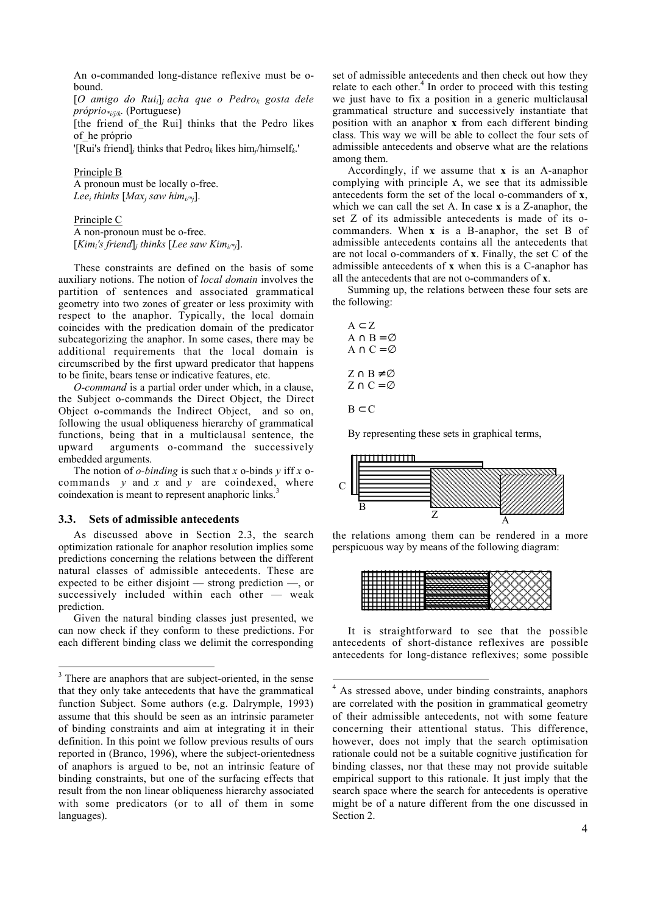An o-commanded long-distance reflexive must be o-bound.

[*O amigo do Rui$_i$*]$_j$ *acha que o Pedro$_k$ gosta dele próprio$_{*i/j/k}$*. (Portuguese)

[the friend of_the Rui] thinks that the Pedro likes of_he próprio

'[Rui's friend]$_j$ thinks that Pedro$_k$ likes him$_j$/himself$_k$.'

Principle B
A pronoun must be locally o-free.
*Lee$_i$ thinks* [*Max$_j$ saw him$_{i/*j}$*].

Principle C
A non-pronoun must be o-free.
[*Kim$_i$'s friend*]$_j$ *thinks* [*Lee saw Kim$_{i/*j}$*].

These constraints are defined on the basis of some auxiliary notions. The notion of *local domain* involves the partition of sentences and associated grammatical geometry into two zones of greater or less proximity with respect to the anaphor. Typically, the local domain coincides with the predication domain of the predicator subcategorizing the anaphor. In some cases, there may be additional requirements that the local domain is circumscribed by the first upward predicator that happens to be finite, bears tense or indicative features, etc.

*O-command* is a partial order under which, in a clause, the Subject o-commands the Direct Object, the Direct Object o-commands the Indirect Object, and so on, following the usual obliqueness hierarchy of grammatical functions, being that in a multiclausal sentence, the upward arguments o-command the successively embedded arguments.

The notion of *o-binding* is such that *x* o-binds *y* iff *x* o-commands *y* and *x* and *y* are coindexed, where coindexation is meant to represent anaphoric links.[3]

### 3.3. Sets of admissible antecedents

As discussed above in Section 2.3, the search optimization rationale for anaphor resolution implies some predictions concerning the relations between the different natural classes of admissible antecedents. These are expected to be either disjoint — strong prediction —, or successively included within each other — weak prediction.

Given the natural binding classes just presented, we can now check if they conform to these predictions. For each different binding class we delimit the corresponding set of admissible antecedents and then check out how they relate to each other.[4] In order to proceed with this testing we just have to fix a position in a generic multiclausal grammatical structure and successively instantiate that position with an anaphor **x** from each different binding class. This way we will be able to collect the four sets of admissible antecedents and observe what are the relations among them.

Accordingly, if we assume that **x** is an A-anaphor complying with principle A, we see that its admissible antecedents form the set of the local o-commanders of **x**, which we can call the set A. In case **x** is a Z-anaphor, the set Z of its admissible antecedents is made of its o-commanders. When **x** is a B-anaphor, the set B of admissible antecedents contains all the antecedents that are not local o-commanders of **x**. Finally, the set C of the admissible antecedents of **x** when this is a C-anaphor has all the antecedents that are not o-commanders of **x**.

Summing up, the relations between these four sets are the following:

$$A \subset Z$$
$$A \cap B = \emptyset$$
$$A \cap C = \emptyset$$

$$Z \cap B \neq \emptyset$$
$$Z \cap C = \emptyset$$

$$B \subset C$$

By representing these sets in graphical terms,

the relations among them can be rendered in a more perspicuous way by means of the following diagram:

It is straightforward to see that the possible antecedents of short-distance reflexives are possible antecedents for long-distance reflexives; some possible

---

[3] There are anaphors that are subject-oriented, in the sense that they only take antecedents that have the grammatical function Subject. Some authors (e.g. Dalrymple, 1993) assume that this should be seen as an intrinsic parameter of binding constraints and aim at integrating it in their definition. In this point we follow previous results of ours reported in (Branco, 1996), where the subject-orientedness of anaphors is argued to be, not an intrinsic feature of binding constraints, but one of the surfacing effects that result from the non linear obliqueness hierarchy associated with some predicators (or to all of them in some languages).

[4] As stressed above, under binding constraints, anaphors are correlated with the position in grammatical geometry of their admissible antecedents, not with some feature concerning their attentional status. This difference, however, does not imply that the search optimisation rationale could not be a suitable cognitive justification for binding classes, nor that these may not provide suitable empirical support to this rationale. It just imply that the search space where the search for antecedents is operative might be of a nature different from the one discussed in Section 2.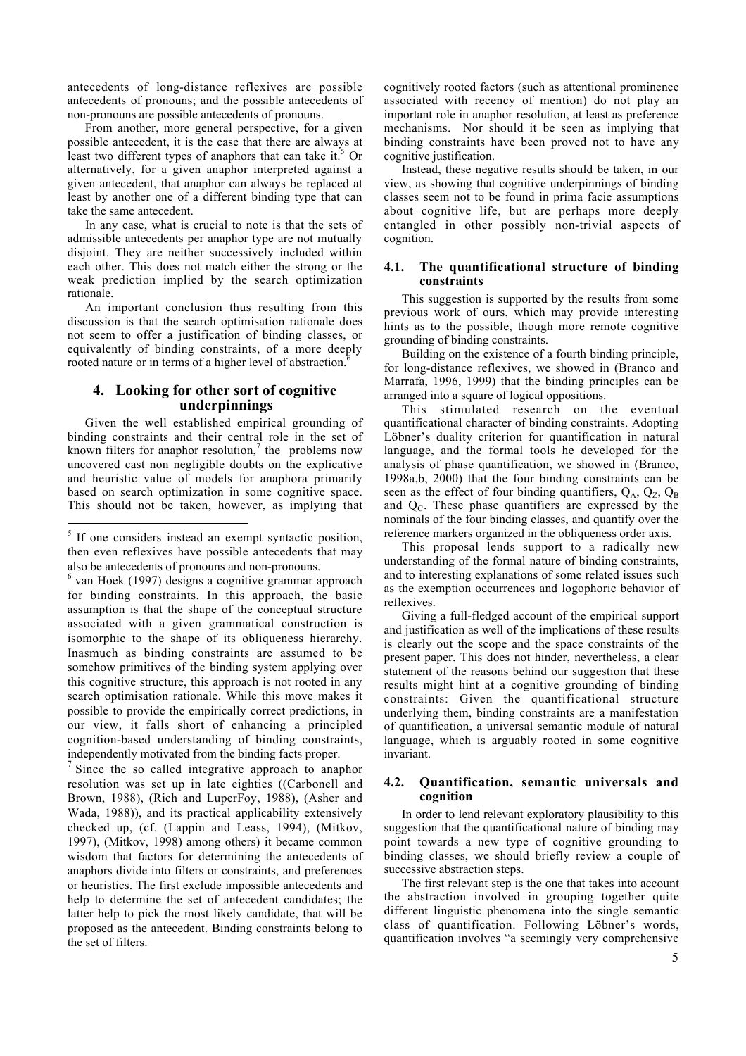antecedents of long-distance reflexives are possible antecedents of pronouns; and the possible antecedents of non-pronouns are possible antecedents of pronouns.

From another, more general perspective, for a given possible antecedent, it is the case that there are always at least two different types of anaphors that can take it.[5] Or alternatively, for a given anaphor interpreted against a given antecedent, that anaphor can always be replaced at least by another one of a different binding type that can take the same antecedent.

In any case, what is crucial to note is that the sets of admissible antecedents per anaphor type are not mutually disjoint. They are neither successively included within each other. This does not match either the strong or the weak prediction implied by the search optimization rationale.

An important conclusion thus resulting from this discussion is that the search optimisation rationale does not seem to offer a justification of binding classes, or equivalently of binding constraints, of a more deeply rooted nature or in terms of a higher level of abstraction.[6]

## 4. Looking for other sort of cognitive underpinnings

Given the well established empirical grounding of binding constraints and their central role in the set of known filters for anaphor resolution,[7] the problems now uncovered cast non negligible doubts on the explicative and heuristic value of models for anaphora primarily based on search optimization in some cognitive space. This should not be taken, however, as implying that cognitively rooted factors (such as attentional prominence associated with recency of mention) do not play an important role in anaphor resolution, at least as preference mechanisms. Nor should it be seen as implying that binding constraints have been proved not to have any cognitive justification.

Instead, these negative results should be taken, in our view, as showing that cognitive underpinnings of binding classes seem not to be found in prima facie assumptions about cognitive life, but are perhaps more deeply entangled in other possibly non-trivial aspects of cognition.

### 4.1. The quantificational structure of binding constraints

This suggestion is supported by the results from some previous work of ours, which may provide interesting hints as to the possible, though more remote cognitive grounding of binding constraints.

Building on the existence of a fourth binding principle, for long-distance reflexives, we showed in (Branco and Marrafa, 1996, 1999) that the binding principles can be arranged into a square of logical oppositions.

This stimulated research on the eventual quantificational character of binding constraints. Adopting Löbner's duality criterion for quantification in natural language, and the formal tools he developed for the analysis of phase quantification, we showed in (Branco, 1998a,b, 2000) that the four binding constraints can be seen as the effect of four binding quantifiers, $Q_A$, $Q_Z$, $Q_B$ and $Q_C$. These phase quantifiers are expressed by the nominals of the four binding classes, and quantify over the reference markers organized in the obliqueness order axis.

This proposal lends support to a radically new understanding of the formal nature of binding constraints, and to interesting explanations of some related issues such as the exemption occurrences and logophoric behavior of reflexives.

Giving a full-fledged account of the empirical support and justification as well of the implications of these results is clearly out the scope and the space constraints of the present paper. This does not hinder, nevertheless, a clear statement of the reasons behind our suggestion that these results might hint at a cognitive grounding of binding constraints: Given the quantificational structure underlying them, binding constraints are a manifestation of quantification, a universal semantic module of natural language, which is arguably rooted in some cognitive invariant.

### 4.2. Quantification, semantic universals and cognition

In order to lend relevant exploratory plausibility to this suggestion that the quantificational nature of binding may point towards a new type of cognitive grounding to binding classes, we should briefly review a couple of successive abstraction steps.

The first relevant step is the one that takes into account the abstraction involved in grouping together quite different linguistic phenomena into the single semantic class of quantification. Following Löbner's words, quantification involves "a seemingly very comprehensive

---

[5] If one considers instead an exempt syntactic position, then even reflexives have possible antecedents that may also be antecedents of pronouns and non-pronouns.

[6] van Hoek (1997) designs a cognitive grammar approach for binding constraints. In this approach, the basic assumption is that the shape of the conceptual structure associated with a given grammatical construction is isomorphic to the shape of its obliqueness hierarchy. Inasmuch as binding constraints are assumed to be somehow primitives of the binding system applying over this cognitive structure, this approach is not rooted in any search optimisation rationale. While this move makes it possible to provide the empirically correct predictions, in our view, it falls short of enhancing a principled cognition-based understanding of binding constraints, independently motivated from the binding facts proper.

[7] Since the so called integrative approach to anaphor resolution was set up in late eighties ((Carbonell and Brown, 1988), (Rich and LuperFoy, 1988), (Asher and Wada, 1988)), and its practical applicability extensively checked up, (cf. (Lappin and Leass, 1994), (Mitkov, 1997), (Mitkov, 1998) among others) it became common wisdom that factors for determining the antecedents of anaphors divide into filters or constraints, and preferences or heuristics. The first exclude impossible antecedents and help to determine the set of antecedent candidates; the latter help to pick the most likely candidate, that will be proposed as the antecedent. Binding constraints belong to the set of filters.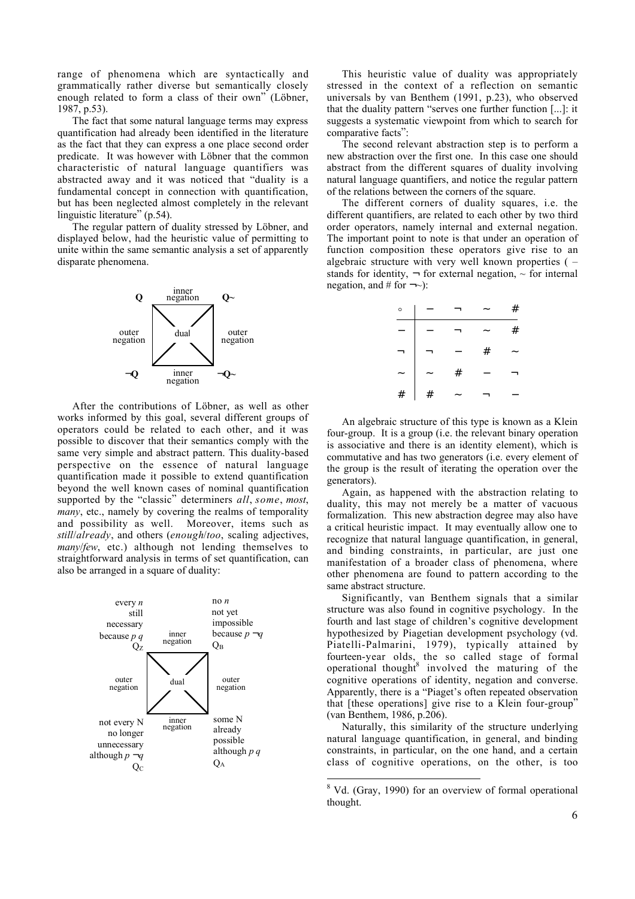range of phenomena which are syntactically and grammatically rather diverse but semantically closely enough related to form a class of their own" (Löbner, 1987, p.53).

The fact that some natural language terms may express quantification had already been identified in the literature as the fact that they can express a one place second order predicate. It was however with Löbner that the common characteristic of natural language quantifiers was abstracted away and it was noticed that "duality is a fundamental concept in connection with quantification, but has been neglected almost completely in the relevant linguistic literature" (p.54).

The regular pattern of duality stressed by Löbner, and displayed below, had the heuristic value of permitting to unite within the same semantic analysis a set of apparently disparate phenomena.

**Q** — inner negation — **Q~**
outer negation — dual — outer negation
**¬Q** — inner negation — **¬Q~**

After the contributions of Löbner, as well as other works informed by this goal, several different groups of operators could be related to each other, and it was possible to discover that their semantics comply with the same very simple and abstract pattern. This duality-based perspective on the essence of natural language quantification made it possible to extend quantification beyond the well known cases of nominal quantification supported by the "classic" determiners *all*, *some*, *most*, *many*, etc., namely by covering the realms of temporality and possibility as well. Moreover, items such as *still*/*already*, and others (*enough*/*too*, scaling adjectives, *many*/*few*, etc.) although not lending themselves to straightforward analysis in terms of set quantification, can also be arranged in a square of duality:

every *n*, still, necessary, because *p q*, $Q_Z$ — inner negation — no *n*, not yet, impossible, because *p* ¬*q*, $Q_B$
outer negation — dual — outer negation
not every N, no longer, unnecessary, although *p* ¬*q*, $Q_C$ — inner negation — some N, already, possible, although *p q*, $Q_A$

This heuristic value of duality was appropriately stressed in the context of a reflection on semantic universals by van Benthem (1991, p.23), who observed that the duality pattern "serves one further function [...]: it suggests a systematic viewpoint from which to search for comparative facts":

The second relevant abstraction step is to perform a new abstraction over the first one. In this case one should abstract from the different squares of duality involving natural language quantifiers, and notice the regular pattern of the relations between the corners of the square.

The different corners of duality squares, i.e. the different quantifiers, are related to each other by two third order operators, namely internal and external negation. The important point to note is that under an operation of function composition these operators give rise to an algebraic structure with very well known properties ( – stands for identity, ¬ for external negation, ~ for internal negation, and # for ¬~):

| ∘ | – | ¬ | ~ | # |
|---|---|---|---|---|
| – | – | ¬ | ~ | # |
| ¬ | ¬ | – | # | ~ |
| ~ | ~ | # | – | ¬ |
| # | # | ~ | ¬ | – |

An algebraic structure of this type is known as a Klein four-group. It is a group (i.e. the relevant binary operation is associative and there is an identity element), which is commutative and has two generators (i.e. every element of the group is the result of iterating the operation over the generators).

Again, as happened with the abstraction relating to duality, this may not merely be a matter of vacuous formalization. This new abstraction degree may also have a critical heuristic impact. It may eventually allow one to recognize that natural language quantification, in general, and binding constraints, in particular, are just one manifestation of a broader class of phenomena, where other phenomena are found to pattern according to the same abstract structure.

Significantly, van Benthem signals that a similar structure was also found in cognitive psychology. In the fourth and last stage of children's cognitive development hypothesized by Piagetian development psychology (vd. Piatelli-Palmarini, 1979), typically attained by fourteen-year olds, the so called stage of formal operational thought[8] involved the maturing of the cognitive operations of identity, negation and converse. Apparently, there is a "Piaget's often repeated observation that [these operations] give rise to a Klein four-group" (van Benthem, 1986, p.206).

Naturally, this similarity of the structure underlying natural language quantification, in general, and binding constraints, in particular, on the one hand, and a certain class of cognitive operations, on the other, is too

[8] Vd. (Gray, 1990) for an overview of formal operational thought.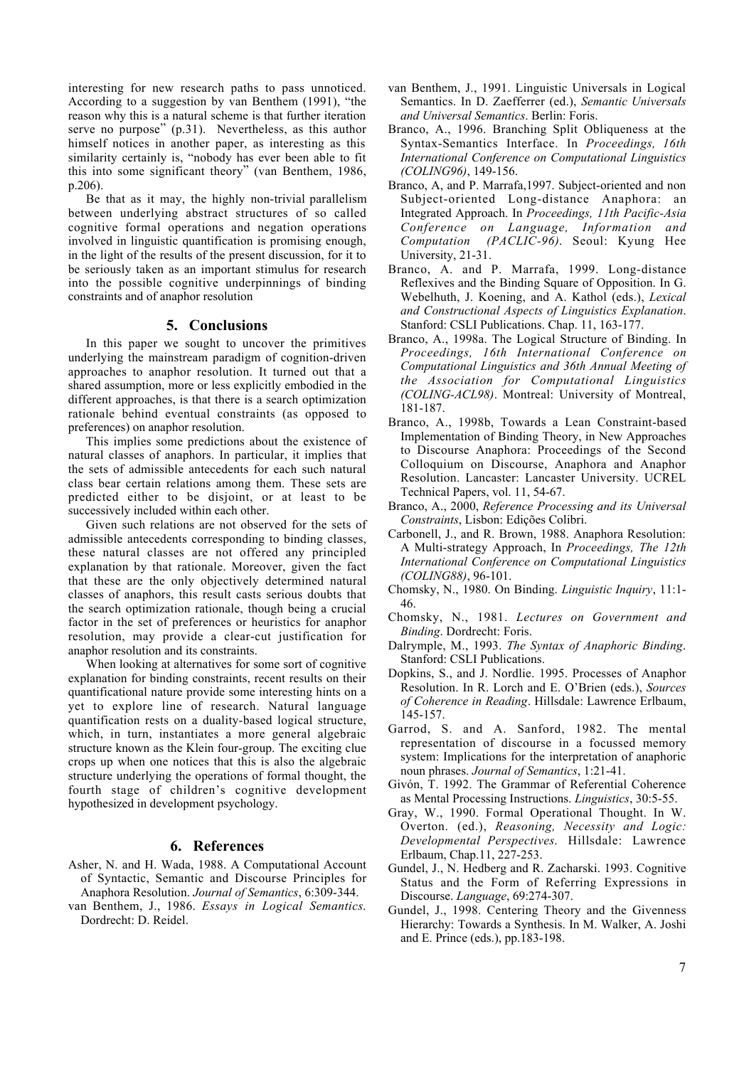interesting for new research paths to pass unnoticed. According to a suggestion by van Benthem (1991), "the reason why this is a natural scheme is that further iteration serve no purpose" (p.31). Nevertheless, as this author himself notices in another paper, as interesting as this similarity certainly is, "nobody has ever been able to fit this into some significant theory" (van Benthem, 1986, p.206).

Be that as it may, the highly non-trivial parallelism between underlying abstract structures of so called cognitive formal operations and negation operations involved in linguistic quantification is promising enough, in the light of the results of the present discussion, for it to be seriously taken as an important stimulus for research into the possible cognitive underpinnings of binding constraints and of anaphor resolution

## 5. Conclusions

In this paper we sought to uncover the primitives underlying the mainstream paradigm of cognition-driven approaches to anaphor resolution. It turned out that a shared assumption, more or less explicitly embodied in the different approaches, is that there is a search optimization rationale behind eventual constraints (as opposed to preferences) on anaphor resolution.

This implies some predictions about the existence of natural classes of anaphors. In particular, it implies that the sets of admissible antecedents for each such natural class bear certain relations among them. These sets are predicted either to be disjoint, or at least to be successively included within each other.

Given such relations are not observed for the sets of admissible antecedents corresponding to binding classes, these natural classes are not offered any principled explanation by that rationale. Moreover, given the fact that these are the only objectively determined natural classes of anaphors, this result casts serious doubts that the search optimization rationale, though being a crucial factor in the set of preferences or heuristics for anaphor resolution, may provide a clear-cut justification for anaphor resolution and its constraints.

When looking at alternatives for some sort of cognitive explanation for binding constraints, recent results on their quantificational nature provide some interesting hints on a yet to explore line of research. Natural language quantification rests on a duality-based logical structure, which, in turn, instantiates a more general algebraic structure known as the Klein four-group. The exciting clue crops up when one notices that this is also the algebraic structure underlying the operations of formal thought, the fourth stage of children's cognitive development hypothesized in development psychology.

## 6. References

Asher, N. and H. Wada, 1988. A Computational Account of Syntactic, Semantic and Discourse Principles for Anaphora Resolution. *Journal of Semantics*, 6:309-344.

van Benthem, J., 1986. *Essays in Logical Semantics*. Dordrecht: D. Reidel.

van Benthem, J., 1991. Linguistic Universals in Logical Semantics. In D. Zaefferrer (ed.), *Semantic Universals and Universal Semantics*. Berlin: Foris.

Branco, A., 1996. Branching Split Obliqueness at the Syntax-Semantics Interface. In *Proceedings, 16th International Conference on Computational Linguistics (COLING96)*, 149-156.

Branco, A, and P. Marrafa,1997. Subject-oriented and non Subject-oriented Long-distance Anaphora: an Integrated Approach. In *Proceedings, 11th Pacific-Asia Conference on Language, Information and Computation (PACLIC-96)*. Seoul: Kyung Hee University, 21-31.

Branco, A. and P. Marrafa, 1999. Long-distance Reflexives and the Binding Square of Opposition. In G. Webelhuth, J. Koening, and A. Kathol (eds.), *Lexical and Constructional Aspects of Linguistics Explanation*. Stanford: CSLI Publications. Chap. 11, 163-177.

Branco, A., 1998a. The Logical Structure of Binding. In *Proceedings, 16th International Conference on Computational Linguistics and 36th Annual Meeting of the Association for Computational Linguistics (COLING-ACL98)*. Montreal: University of Montreal, 181-187.

Branco, A., 1998b, Towards a Lean Constraint-based Implementation of Binding Theory, in New Approaches to Discourse Anaphora: Proceedings of the Second Colloquium on Discourse, Anaphora and Anaphor Resolution. Lancaster: Lancaster University. UCREL Technical Papers, vol. 11, 54-67.

Branco, A., 2000, *Reference Processing and its Universal Constraints*, Lisbon: Edições Colibri.

Carbonell, J., and R. Brown, 1988. Anaphora Resolution: A Multi-strategy Approach, In *Proceedings, The 12th International Conference on Computational Linguistics (COLING88)*, 96-101.

Chomsky, N., 1980. On Binding. *Linguistic Inquiry*, 11:1-46.

Chomsky, N., 1981. *Lectures on Government and Binding*. Dordrecht: Foris.

Dalrymple, M., 1993. *The Syntax of Anaphoric Binding*. Stanford: CSLI Publications.

Dopkins, S., and J. Nordlie. 1995. Processes of Anaphor Resolution. In R. Lorch and E. O'Brien (eds.), *Sources of Coherence in Reading*. Hillsdale: Lawrence Erlbaum, 145-157.

Garrod, S. and A. Sanford, 1982. The mental representation of discourse in a focussed memory system: Implications for the interpretation of anaphoric noun phrases. *Journal of Semantics*, 1:21-41.

Givón, T. 1992. The Grammar of Referential Coherence as Mental Processing Instructions. *Linguistics*, 30:5-55.

Gray, W., 1990. Formal Operational Thought. In W. Overton. (ed.), *Reasoning, Necessity and Logic: Developmental Perspectives*. Hillsdale: Lawrence Erlbaum, Chap.11, 227-253.

Gundel, J., N. Hedberg and R. Zacharski. 1993. Cognitive Status and the Form of Referring Expressions in Discourse. *Language*, 69:274-307.

Gundel, J., 1998. Centering Theory and the Givenness Hierarchy: Towards a Synthesis. In M. Walker, A. Joshi and E. Prince (eds.), pp.183-198.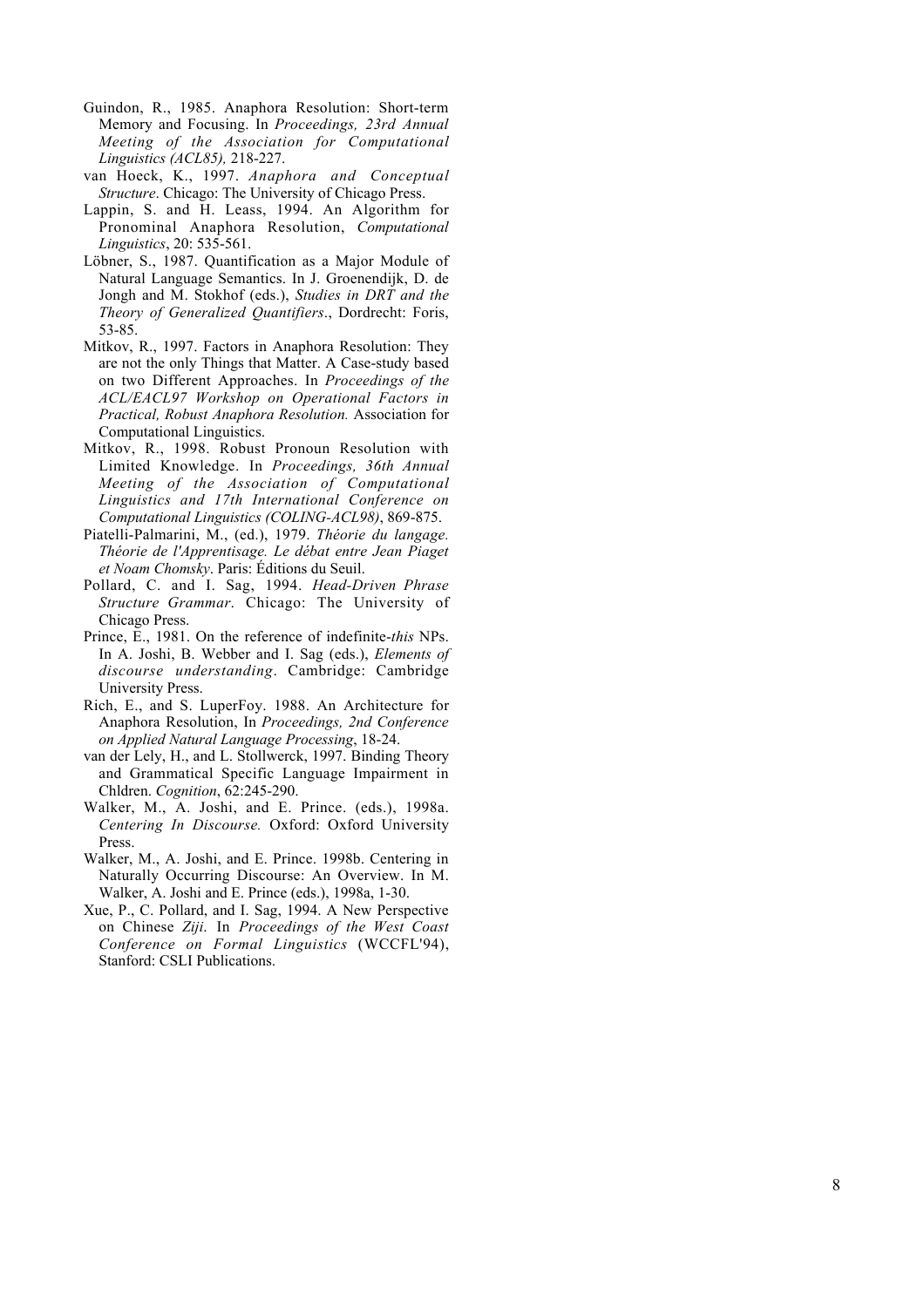Guindon, R., 1985. Anaphora Resolution: Short-term Memory and Focusing. In *Proceedings, 23rd Annual Meeting of the Association for Computational Linguistics (ACL85),* 218-227.

van Hoeck, K., 1997. *Anaphora and Conceptual Structure*. Chicago: The University of Chicago Press.

Lappin, S. and H. Leass, 1994. An Algorithm for Pronominal Anaphora Resolution, *Computational Linguistics*, 20: 535-561.

Löbner, S., 1987. Quantification as a Major Module of Natural Language Semantics. In J. Groenendijk, D. de Jongh and M. Stokhof (eds.), *Studies in DRT and the Theory of Generalized Quantifiers*., Dordrecht: Foris, 53-85.

Mitkov, R., 1997. Factors in Anaphora Resolution: They are not the only Things that Matter. A Case-study based on two Different Approaches. In *Proceedings of the ACL/EACL97 Workshop on Operational Factors in Practical, Robust Anaphora Resolution.* Association for Computational Linguistics.

Mitkov, R., 1998. Robust Pronoun Resolution with Limited Knowledge. In *Proceedings, 36th Annual Meeting of the Association of Computational Linguistics and 17th International Conference on Computational Linguistics (COLING-ACL98)*, 869-875.

Piatelli-Palmarini, M., (ed.), 1979. *Théorie du langage. Théorie de l'Apprentisage. Le débat entre Jean Piaget et Noam Chomsky*. Paris: Éditions du Seuil.

Pollard, C. and I. Sag, 1994. *Head-Driven Phrase Structure Grammar*. Chicago: The University of Chicago Press.

Prince, E., 1981. On the reference of indefinite-*this* NPs. In A. Joshi, B. Webber and I. Sag (eds.), *Elements of discourse understanding*. Cambridge: Cambridge University Press.

Rich, E., and S. LuperFoy. 1988. An Architecture for Anaphora Resolution, In *Proceedings, 2nd Conference on Applied Natural Language Processing*, 18-24.

van der Lely, H., and L. Stollwerck, 1997. Binding Theory and Grammatical Specific Language Impairment in Chldren. *Cognition*, 62:245-290.

Walker, M., A. Joshi, and E. Prince. (eds.), 1998a. *Centering In Discourse.* Oxford: Oxford University Press.

Walker, M., A. Joshi, and E. Prince. 1998b. Centering in Naturally Occurring Discourse: An Overview. In M. Walker, A. Joshi and E. Prince (eds.), 1998a, 1-30.

Xue, P., C. Pollard, and I. Sag, 1994. A New Perspective on Chinese *Ziji*. In *Proceedings of the West Coast Conference on Formal Linguistics* (WCCFL'94), Stanford: CSLI Publications.